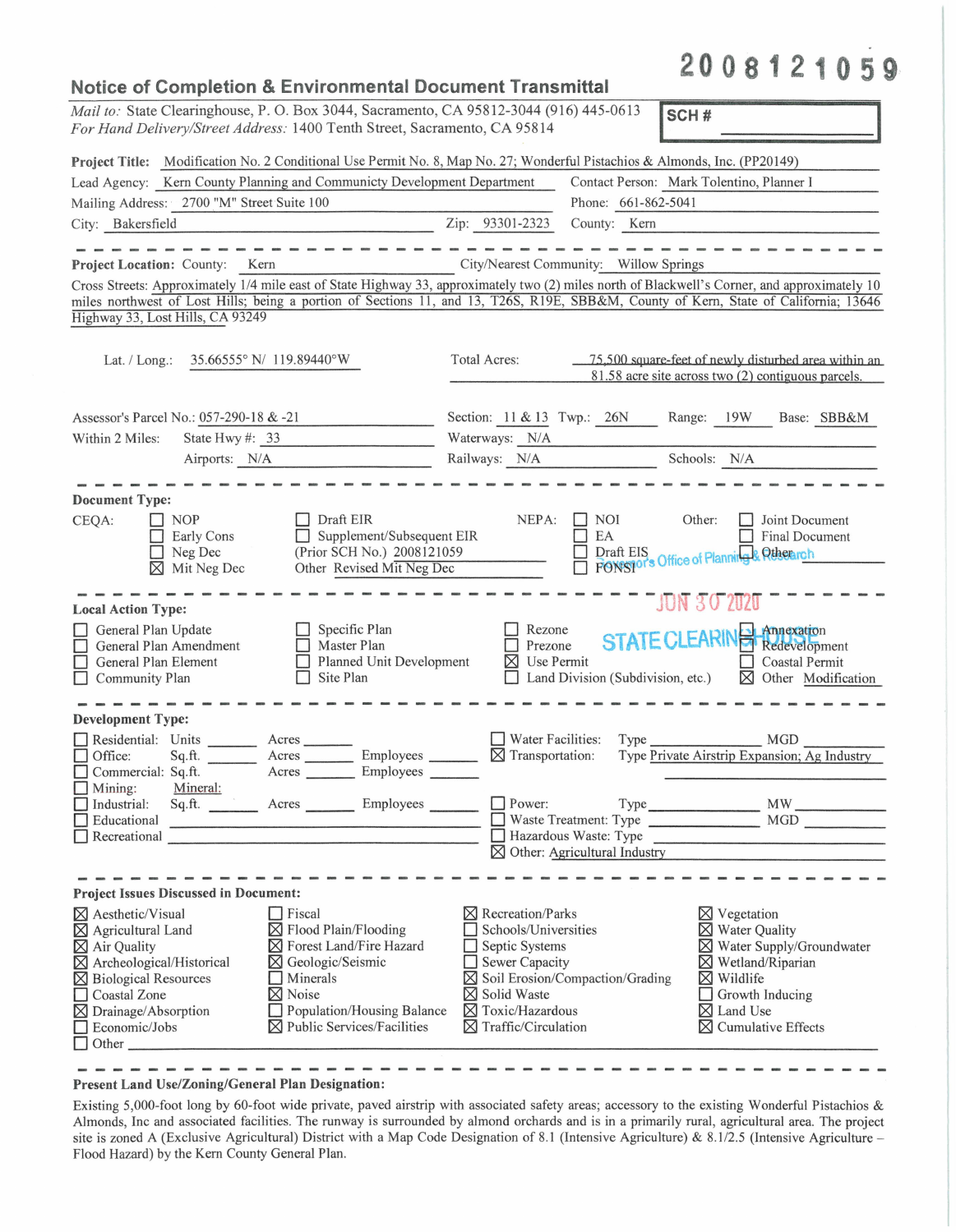2008121059

# Notice of Completion & Environmental Document Transmittal

*Mail to:* State Clearinghouse, P. O. Box 3044, Sacramento, CA 95812-3044 (916) 445-0613
*For Hand Delivery/Street Address:* 1400 Tenth Street, Sacramento, CA 95814

**SCH #** ____________

**Project Title:** Modification No. 2 Conditional Use Permit No. 8, Map No. 27; Wonderful Pistachios & Almonds, Inc. (PP20149)

Lead Agency: Kern County Planning and Community Development Department
Contact Person: Mark Tolentino, Planner I
Mailing Address: 2700 "M" Street Suite 100
Phone: 661-862-5041
City: Bakersfield
Zip: 93301-2323
County: Kern

---

**Project Location:** County: Kern
City/Nearest Community: Willow Springs

Cross Streets: Approximately 1/4 mile east of State Highway 33, approximately two (2) miles north of Blackwell's Corner, and approximately 10 miles northwest of Lost Hills; being a portion of Sections 11, and 13, T26S, R19E, SBB&M, County of Kern, State of California; 13646 Highway 33, Lost Hills, CA 93249

Lat. / Long.: 35.66555° N/ 119.89440°W
Total Acres: 75,500 square-feet of newly disturbed area within an 81.58 acre site across two (2) contiguous parcels.

Assessor's Parcel No.: 057-290-18 & -21
Section: 11 & 13 Twp.: 26N Range: 19W Base: SBB&M

Within 2 Miles: State Hwy #: 33
Waterways: N/A
Airports: N/A
Railways: N/A
Schools: N/A

---

**Document Type:**

CEQA:
- ☐ NOP
- ☐ Early Cons
- ☐ Neg Dec
- ☒ Mit Neg Dec
- ☐ Draft EIR
- ☐ Supplement/Subsequent EIR
- (Prior SCH No.) 2008121059
- Other Revised Mit Neg Dec

NEPA:
- ☐ NOI
- ☐ EA
- ☐ Draft EIS
- ☐ FONSI

Other:
- ☐ Joint Document
- ☐ Final Document
- ☐ Other ____________

Governor's Office of Planning & Research
JUN 30 2020
STATE CLEARINGHOUSE

---

**Local Action Type:**

- ☐ General Plan Update
- ☐ General Plan Amendment
- ☐ General Plan Element
- ☐ Community Plan
- ☐ Specific Plan
- ☐ Master Plan
- ☐ Planned Unit Development
- ☐ Site Plan
- ☐ Rezone
- ☐ Prezone
- ☒ Use Permit
- ☐ Land Division (Subdivision, etc.)
- ☐ Annexation
- ☐ Redevelopment
- ☐ Coastal Permit
- ☒ Other Modification

---

**Development Type:**

- ☐ Residential: Units ______ Acres ______
- ☐ Office: Sq.ft. ______ Acres ______ Employees ______
- ☐ Commercial: Sq.ft. ______ Acres ______ Employees ______
- ☐ Industrial: Sq.ft. ______ Acres ______ Employees ______
- ☐ Educational ____________
- ☐ Recreational ____________
- ☐ Water Facilities: Type ______ MGD ______
- ☒ Transportation: Type Private Airstrip Expansion; Ag Industry
- ☐ Mining: Mineral:
- ☐ Power: Type ______ MW ______
- ☐ Waste Treatment: Type ______ MGD ______
- ☐ Hazardous Waste: Type ______
- ☒ Other: Agricultural Industry

---

**Project Issues Discussed in Document:**

- ☒ Aesthetic/Visual
- ☒ Agricultural Land
- ☒ Air Quality
- ☒ Archeological/Historical
- ☒ Biological Resources
- ☐ Coastal Zone
- ☒ Drainage/Absorption
- ☐ Economic/Jobs
- ☐ Fiscal
- ☒ Flood Plain/Flooding
- ☒ Forest Land/Fire Hazard
- ☒ Geologic/Seismic
- ☐ Minerals
- ☒ Noise
- ☐ Population/Housing Balance
- ☒ Public Services/Facilities
- ☒ Recreation/Parks
- ☐ Schools/Universities
- ☐ Septic Systems
- ☐ Sewer Capacity
- ☒ Soil Erosion/Compaction/Grading
- ☒ Solid Waste
- ☒ Toxic/Hazardous
- ☒ Traffic/Circulation
- ☒ Vegetation
- ☒ Water Quality
- ☒ Water Supply/Groundwater
- ☒ Wetland/Riparian
- ☒ Wildlife
- ☐ Growth Inducing
- ☒ Land Use
- ☒ Cumulative Effects
- ☐ Other ____________

---

**Present Land Use/Zoning/General Plan Designation:**

Existing 5,000-foot long by 60-foot wide private, paved airstrip with associated safety areas; accessory to the existing Wonderful Pistachios & Almonds, Inc and associated facilities. The runway is surrounded by almond orchards and is in a primarily rural, agricultural area. The project site is zoned A (Exclusive Agricultural) District with a Map Code Designation of 8.1 (Intensive Agriculture) & 8.1/2.5 (Intensive Agriculture – Flood Hazard) by the Kern County General Plan.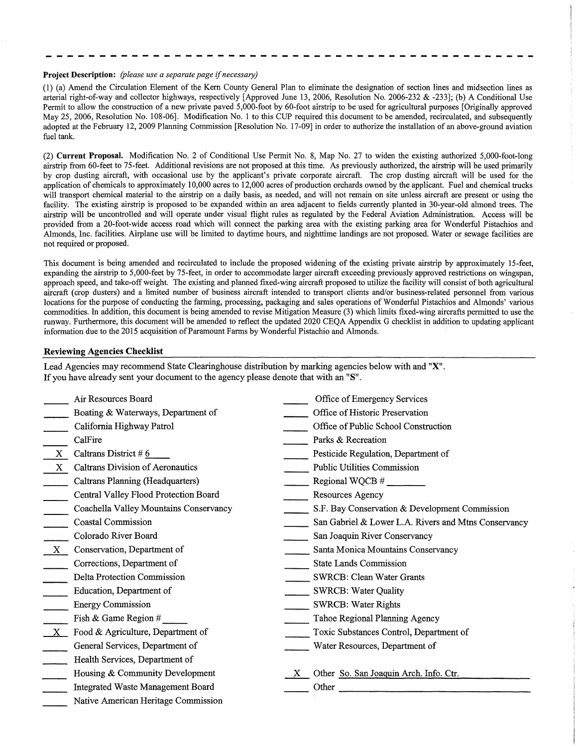**Project Description:** *(please use a separate page if necessary)*

(1) (a) Amend the Circulation Element of the Kern County General Plan to eliminate the designation of section lines and midsection lines as arterial right-of-way and collector highways, respectively [Approved June 13, 2006, Resolution No. 2006-232 & -233]; (b) A Conditional Use Permit to allow the construction of a new private paved 5,000-foot by 60-foot airstrip to be used for agricultural purposes [Originally approved May 25, 2006, Resolution No. 108-06]. Modification No. 1 to this CUP required this document to be amended, recirculated, and subsequently adopted at the February 12, 2009 Planning Commission [Resolution No. 17-09] in order to authorize the installation of an above-ground aviation fuel tank.

(2) **Current Proposal.** Modification No. 2 of Conditional Use Permit No. 8, Map No. 27 to widen the existing authorized 5,000-foot-long airstrip from 60-feet to 75-feet. Additional revisions are not proposed at this time. As previously authorized, the airstrip will be used primarily by crop dusting aircraft, with occasional use by the applicant's private corporate aircraft. The crop dusting aircraft will be used for the application of chemicals to approximately 10,000 acres to 12,000 acres of production orchards owned by the applicant. Fuel and chemical trucks will transport chemical material to the airstrip on a daily basis, as needed, and will not remain on site unless aircraft are present or using the facility. The existing airstrip is proposed to be expanded within an area adjacent to fields currently planted in 30-year-old almond trees. The airstrip will be uncontrolled and will operate under visual flight rules as regulated by the Federal Aviation Administration. Access will be provided from a 20-foot-wide access road which will connect the parking area with the existing parking area for Wonderful Pistachios and Almonds, Inc. facilities. Airplane use will be limited to daytime hours, and nighttime landings are not proposed. Water or sewage facilities are not required or proposed.

This document is being amended and recirculated to include the proposed widening of the existing private airstrip by approximately 15-feet, expanding the airstrip to 5,000-feet by 75-feet, in order to accommodate larger aircraft exceeding previously approved restrictions on wingspan, approach speed, and take-off weight. The existing and planned fixed-wing aircraft proposed to utilize the facility will consist of both agricultural aircraft (crop dusters) and a limited number of business aircraft intended to transport clients and/or business-related personnel from various locations for the purpose of conducting the farming, processing, packaging and sales operations of Wonderful Pistachios and Almonds' various commodities. In addition, this document is being amended to revise Mitigation Measure (3) which limits fixed-wing aircrafts permitted to use the runway. Furthermore, this document will be amended to reflect the updated 2020 CEQA Appendix G checklist in addition to updating applicant information due to the 2015 acquisition of Paramount Farms by Wonderful Pistachio and Almonds.

## Reviewing Agencies Checklist

Lead Agencies may recommend State Clearinghouse distribution by marking agencies below with and "**X**".
If you have already sent your document to the agency please denote that with an "**S**".

- ____ Air Resources Board
- ____ Boating & Waterways, Department of
- ____ California Highway Patrol
- ____ CalFire
- X Caltrans District # 6
- X Caltrans Division of Aeronautics
- ____ Caltrans Planning (Headquarters)
- ____ Central Valley Flood Protection Board
- ____ Coachella Valley Mountains Conservancy
- ____ Coastal Commission
- ____ Colorado River Board
- X Conservation, Department of
- ____ Corrections, Department of
- ____ Delta Protection Commission
- ____ Education, Department of
- ____ Energy Commission
- ____ Fish & Game Region # ____
- X Food & Agriculture, Department of
- ____ General Services, Department of
- ____ Health Services, Department of
- ____ Housing & Community Development
- ____ Integrated Waste Management Board
- ____ Native American Heritage Commission
- ____ Office of Emergency Services
- ____ Office of Historic Preservation
- ____ Office of Public School Construction
- ____ Parks & Recreation
- ____ Pesticide Regulation, Department of
- ____ Public Utilities Commission
- ____ Regional WQCB # ____
- ____ Resources Agency
- ____ S.F. Bay Conservation & Development Commission
- ____ San Gabriel & Lower L.A. Rivers and Mtns Conservancy
- ____ San Joaquin River Conservancy
- ____ Santa Monica Mountains Conservancy
- ____ State Lands Commission
- ____ SWRCB: Clean Water Grants
- ____ SWRCB: Water Quality
- ____ SWRCB: Water Rights
- ____ Tahoe Regional Planning Agency
- ____ Toxic Substances Control, Department of
- ____ Water Resources, Department of
- X Other So. San Joaquin Arch. Info. Ctr.
- ____ Other ____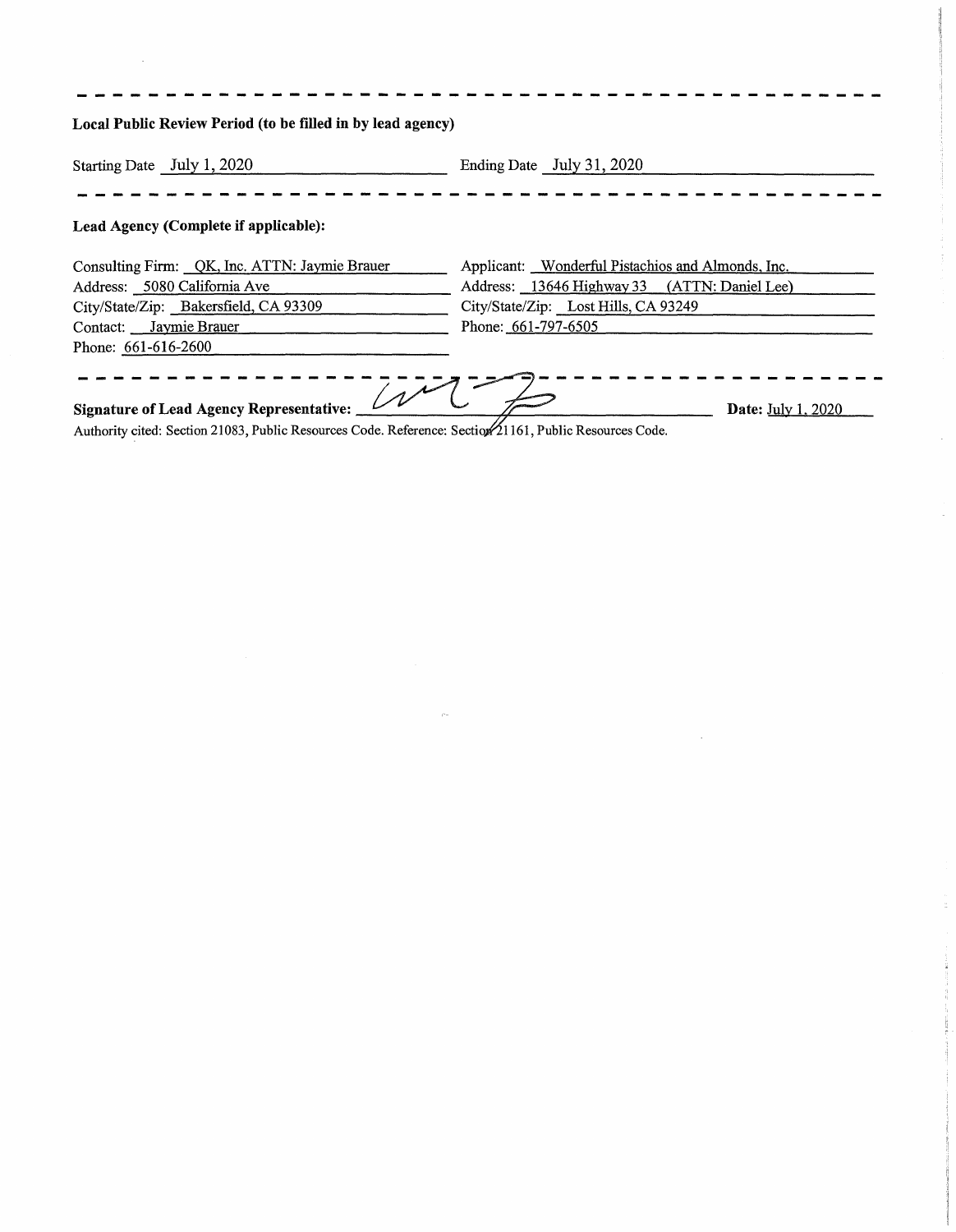**Local Public Review Period (to be filled in by lead agency)**

Starting Date July 1, 2020 Ending Date July 31, 2020

**Lead Agency (Complete if applicable):**

| | |
|---|---|
| Consulting Firm: QK, Inc. ATTN: Jaymie Brauer | Applicant: Wonderful Pistachios and Almonds, Inc. |
| Address: 5080 California Ave | Address: 13646 Highway 33 (ATTN: Daniel Lee) |
| City/State/Zip: Bakersfield, CA 93309 | City/State/Zip: Lost Hills, CA 93249 |
| Contact: Jaymie Brauer | Phone: 661-797-6505 |
| Phone: 661-616-2600 | |

**Signature of Lead Agency Representative:** [signature] **Date:** July 1, 2020

Authority cited: Section 21083, Public Resources Code. Reference: Section 21161, Public Resources Code.